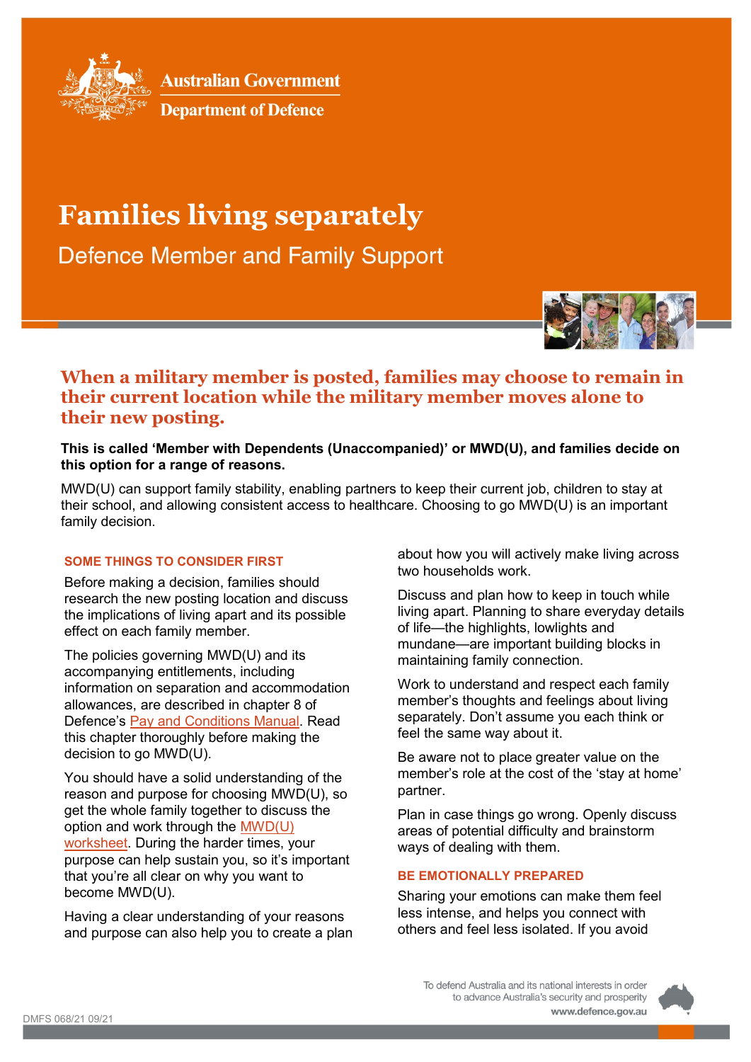Australian Government

Department of Defence

# Families living separately

## Defence Member and Family Support

### When a military member is posted, families may choose to remain in their current location while the military member moves alone to their new posting.

**This is called 'Member with Dependents (Unaccompanied)' or MWD(U), and families decide on this option for a range of reasons.**

MWD(U) can support family stability, enabling partners to keep their current job, children to stay at their school, and allowing consistent access to healthcare. Choosing to go MWD(U) is an important family decision.

#### SOME THINGS TO CONSIDER FIRST

Before making a decision, families should research the new posting location and discuss the implications of living apart and its possible effect on each family member.

The policies governing MWD(U) and its accompanying entitlements, including information on separation and accommodation allowances, are described in chapter 8 of Defence's Pay and Conditions Manual. Read this chapter thoroughly before making the decision to go MWD(U).

You should have a solid understanding of the reason and purpose for choosing MWD(U), so get the whole family together to discuss the option and work through the MWD(U) worksheet. During the harder times, your purpose can help sustain you, so it's important that you're all clear on why you want to become MWD(U).

Having a clear understanding of your reasons and purpose can also help you to create a plan about how you will actively make living across two households work.

Discuss and plan how to keep in touch while living apart. Planning to share everyday details of life—the highlights, lowlights and mundane—are important building blocks in maintaining family connection.

Work to understand and respect each family member's thoughts and feelings about living separately. Don't assume you each think or feel the same way about it.

Be aware not to place greater value on the member's role at the cost of the 'stay at home' partner.

Plan in case things go wrong. Openly discuss areas of potential difficulty and brainstorm ways of dealing with them.

#### BE EMOTIONALLY PREPARED

Sharing your emotions can make them feel less intense, and helps you connect with others and feel less isolated. If you avoid

To defend Australia and its national interests in order to advance Australia's security and prosperity

www.defence.gov.au

DMFS 068/21 09/21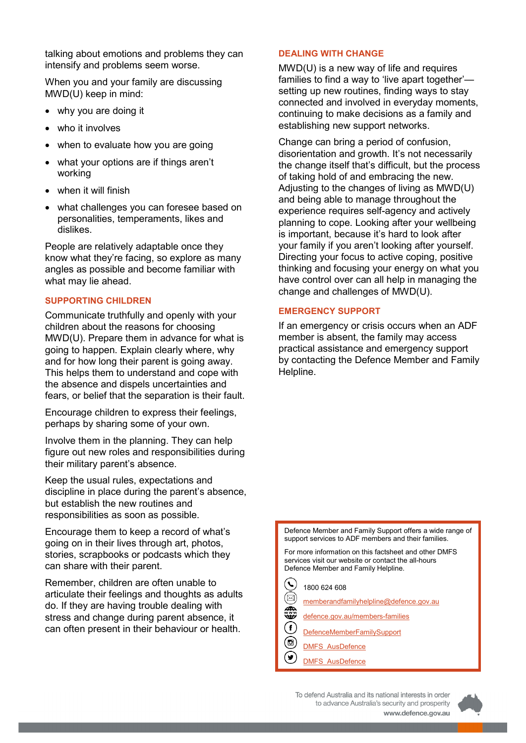talking about emotions and problems they can intensify and problems seem worse.

When you and your family are discussing MWD(U) keep in mind:

- why you are doing it
- who it involves
- when to evaluate how you are going
- what your options are if things aren't working
- when it will finish
- what challenges you can foresee based on personalities, temperaments, likes and dislikes.

People are relatively adaptable once they know what they're facing, so explore as many angles as possible and become familiar with what may lie ahead.

## SUPPORTING CHILDREN

Communicate truthfully and openly with your children about the reasons for choosing MWD(U). Prepare them in advance for what is going to happen. Explain clearly where, why and for how long their parent is going away. This helps them to understand and cope with the absence and dispels uncertainties and fears, or belief that the separation is their fault.

Encourage children to express their feelings, perhaps by sharing some of your own.

Involve them in the planning. They can help figure out new roles and responsibilities during their military parent's absence.

Keep the usual rules, expectations and discipline in place during the parent's absence, but establish the new routines and responsibilities as soon as possible.

Encourage them to keep a record of what's going on in their lives through art, photos, stories, scrapbooks or podcasts which they can share with their parent.

Remember, children are often unable to articulate their feelings and thoughts as adults do. If they are having trouble dealing with stress and change during parent absence, it can often present in their behaviour or health.

## DEALING WITH CHANGE

MWD(U) is a new way of life and requires families to find a way to 'live apart together'—setting up new routines, finding ways to stay connected and involved in everyday moments, continuing to make decisions as a family and establishing new support networks.

Change can bring a period of confusion, disorientation and growth. It's not necessarily the change itself that's difficult, but the process of taking hold of and embracing the new. Adjusting to the changes of living as MWD(U) and being able to manage throughout the experience requires self-agency and actively planning to cope. Looking after your wellbeing is important, because it's hard to look after your family if you aren't looking after yourself. Directing your focus to active coping, positive thinking and focusing your energy on what you have control over can all help in managing the change and challenges of MWD(U).

## EMERGENCY SUPPORT

If an emergency or crisis occurs when an ADF member is absent, the family may access practical assistance and emergency support by contacting the Defence Member and Family Helpline.

---

Defence Member and Family Support offers a wide range of support services to ADF members and their families.

For more information on this factsheet and other DMFS services visit our website or contact the all-hours Defence Member and Family Helpline.

- 1800 624 608
- memberandfamilyhelpline@defence.gov.au
- defence.gov.au/members-families
- DefenceMemberFamilySupport
- DMFS_AusDefence
- DMFS_AusDefence

---

To defend Australia and its national interests in order to advance Australia's security and prosperity

www.defence.gov.au